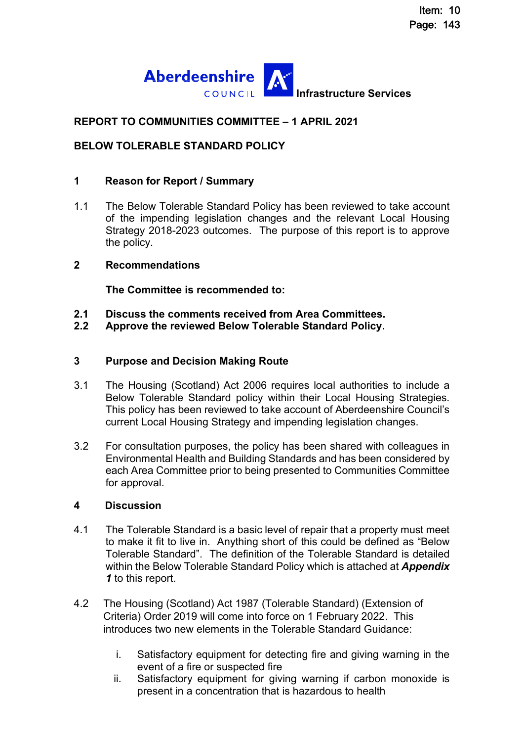Aberdeenshire COUNCIL Infrastructure Services

## REPORT TO COMMUNITIES COMMITTEE – 1 APRIL 2021

## BELOW TOLERABLE STANDARD POLICY

### 1 Reason for Report / Summary

1.1 The Below Tolerable Standard Policy has been reviewed to take account of the impending legislation changes and the relevant Local Housing Strategy 2018-2023 outcomes. The purpose of this report is to approve the policy.

### 2 Recommendations

**The Committee is recommended to:**

**2.1 Discuss the comments received from Area Committees.**
**2.2 Approve the reviewed Below Tolerable Standard Policy.**

### 3 Purpose and Decision Making Route

3.1 The Housing (Scotland) Act 2006 requires local authorities to include a Below Tolerable Standard policy within their Local Housing Strategies. This policy has been reviewed to take account of Aberdeenshire Council's current Local Housing Strategy and impending legislation changes.

3.2 For consultation purposes, the policy has been shared with colleagues in Environmental Health and Building Standards and has been considered by each Area Committee prior to being presented to Communities Committee for approval.

### 4 Discussion

4.1 The Tolerable Standard is a basic level of repair that a property must meet to make it fit to live in. Anything short of this could be defined as "Below Tolerable Standard". The definition of the Tolerable Standard is detailed within the Below Tolerable Standard Policy which is attached at ***Appendix 1*** to this report.

4.2 The Housing (Scotland) Act 1987 (Tolerable Standard) (Extension of Criteria) Order 2019 will come into force on 1 February 2022. This introduces two new elements in the Tolerable Standard Guidance:

i. Satisfactory equipment for detecting fire and giving warning in the event of a fire or suspected fire
ii. Satisfactory equipment for giving warning if carbon monoxide is present in a concentration that is hazardous to health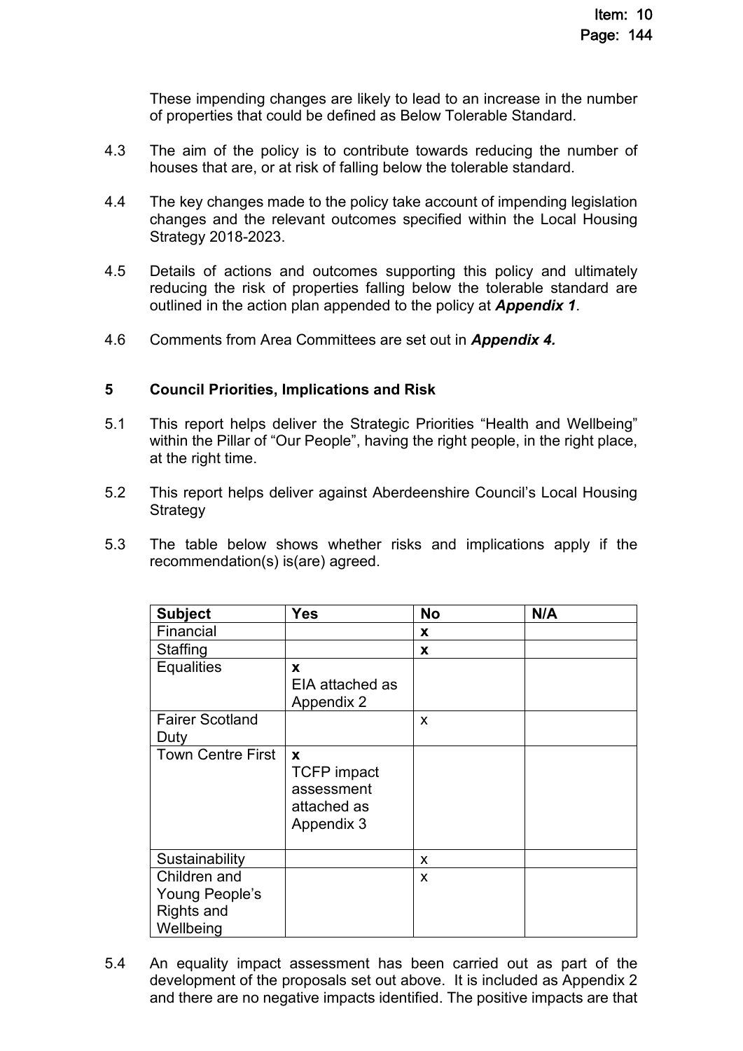These impending changes are likely to lead to an increase in the number of properties that could be defined as Below Tolerable Standard.

4.3 The aim of the policy is to contribute towards reducing the number of houses that are, or at risk of falling below the tolerable standard.

4.4 The key changes made to the policy take account of impending legislation changes and the relevant outcomes specified within the Local Housing Strategy 2018-2023.

4.5 Details of actions and outcomes supporting this policy and ultimately reducing the risk of properties falling below the tolerable standard are outlined in the action plan appended to the policy at ***Appendix 1***.

4.6 Comments from Area Committees are set out in ***Appendix 4.***

## 5 Council Priorities, Implications and Risk

5.1 This report helps deliver the Strategic Priorities “Health and Wellbeing” within the Pillar of “Our People”, having the right people, in the right place, at the right time.

5.2 This report helps deliver against Aberdeenshire Council’s Local Housing Strategy

5.3 The table below shows whether risks and implications apply if the recommendation(s) is(are) agreed.

| Subject | Yes | No | N/A |
|---|---|---|---|
| Financial | | **x** | |
| Staffing | | **x** | |
| Equalities | **x** EIA attached as Appendix 2 | | |
| Fairer Scotland Duty | | x | |
| Town Centre First | **x** TCFP impact assessment attached as Appendix 3 | | |
| Sustainability | | x | |
| Children and Young People’s Rights and Wellbeing | | x | |

5.4 An equality impact assessment has been carried out as part of the development of the proposals set out above. It is included as Appendix 2 and there are no negative impacts identified. The positive impacts are that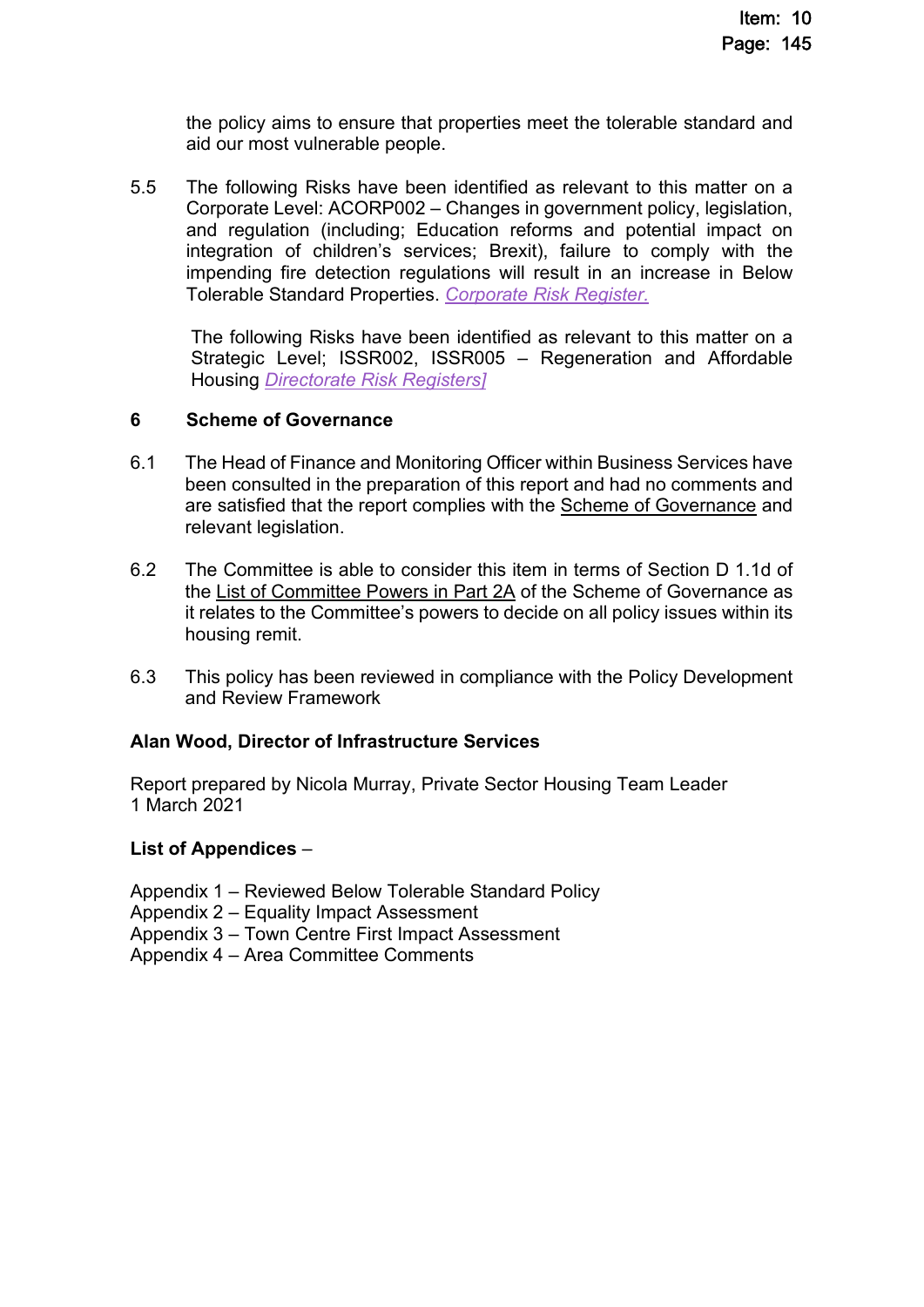the policy aims to ensure that properties meet the tolerable standard and aid our most vulnerable people.

5.5 The following Risks have been identified as relevant to this matter on a Corporate Level: ACORP002 – Changes in government policy, legislation, and regulation (including; Education reforms and potential impact on integration of children's services; Brexit), failure to comply with the impending fire detection regulations will result in an increase in Below Tolerable Standard Properties. *Corporate Risk Register.*

The following Risks have been identified as relevant to this matter on a Strategic Level; ISSR002, ISSR005 – Regeneration and Affordable Housing *Directorate Risk Registers]*

## 6 Scheme of Governance

6.1 The Head of Finance and Monitoring Officer within Business Services have been consulted in the preparation of this report and had no comments and are satisfied that the report complies with the Scheme of Governance and relevant legislation.

6.2 The Committee is able to consider this item in terms of Section D 1.1d of the List of Committee Powers in Part 2A of the Scheme of Governance as it relates to the Committee's powers to decide on all policy issues within its housing remit.

6.3 This policy has been reviewed in compliance with the Policy Development and Review Framework

**Alan Wood, Director of Infrastructure Services**

Report prepared by Nicola Murray, Private Sector Housing Team Leader
1 March 2021

**List of Appendices** –

Appendix 1 – Reviewed Below Tolerable Standard Policy
Appendix 2 – Equality Impact Assessment
Appendix 3 – Town Centre First Impact Assessment
Appendix 4 – Area Committee Comments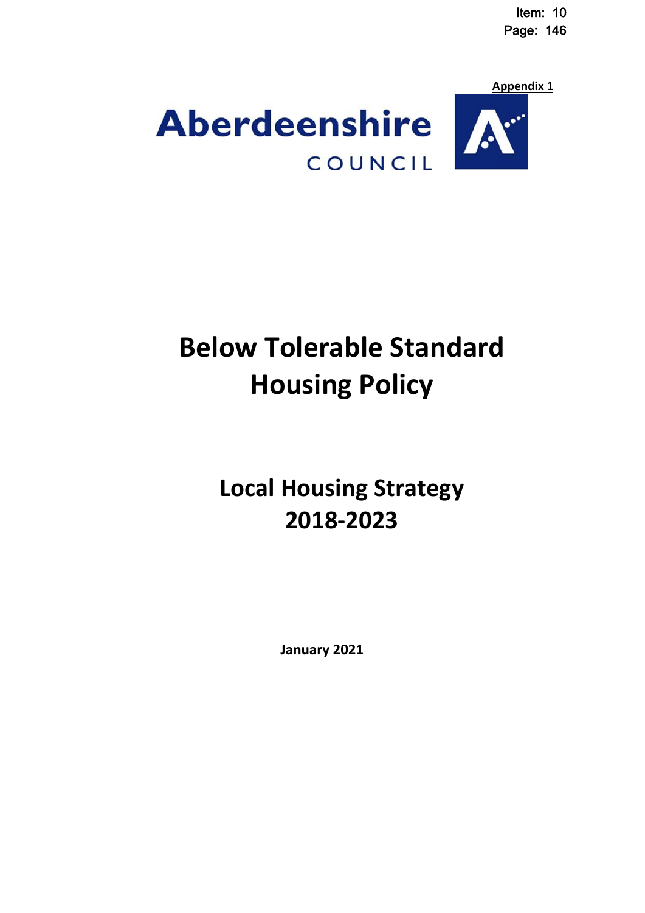**Appendix 1**

Aberdeenshire COUNCIL

# Below Tolerable Standard Housing Policy

## Local Housing Strategy 2018-2023

**January 2021**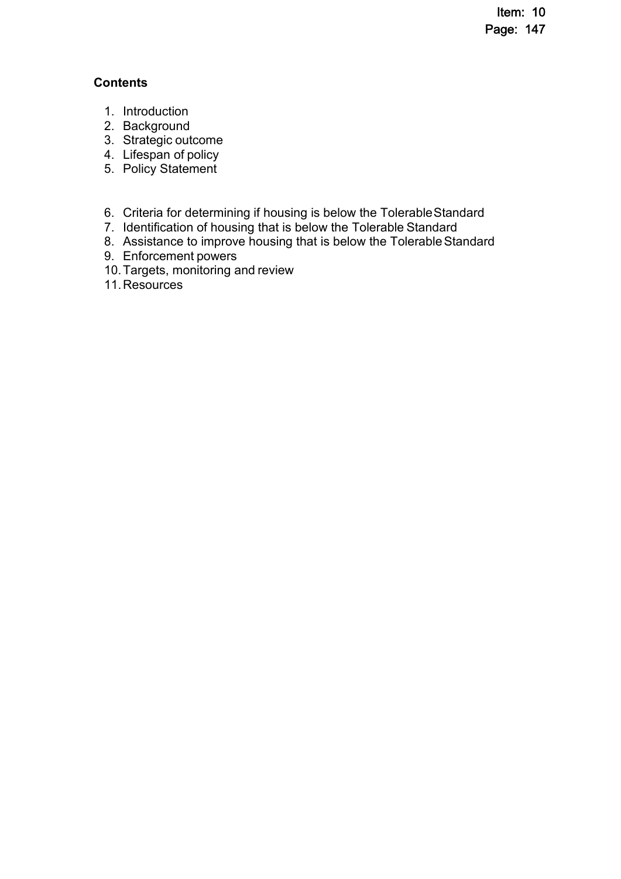**Contents**

1. Introduction
2. Background
3. Strategic outcome
4. Lifespan of policy
5. Policy Statement

6. Criteria for determining if housing is below the Tolerable Standard
7. Identification of housing that is below the Tolerable Standard
8. Assistance to improve housing that is below the Tolerable Standard
9. Enforcement powers
10. Targets, monitoring and review
11. Resources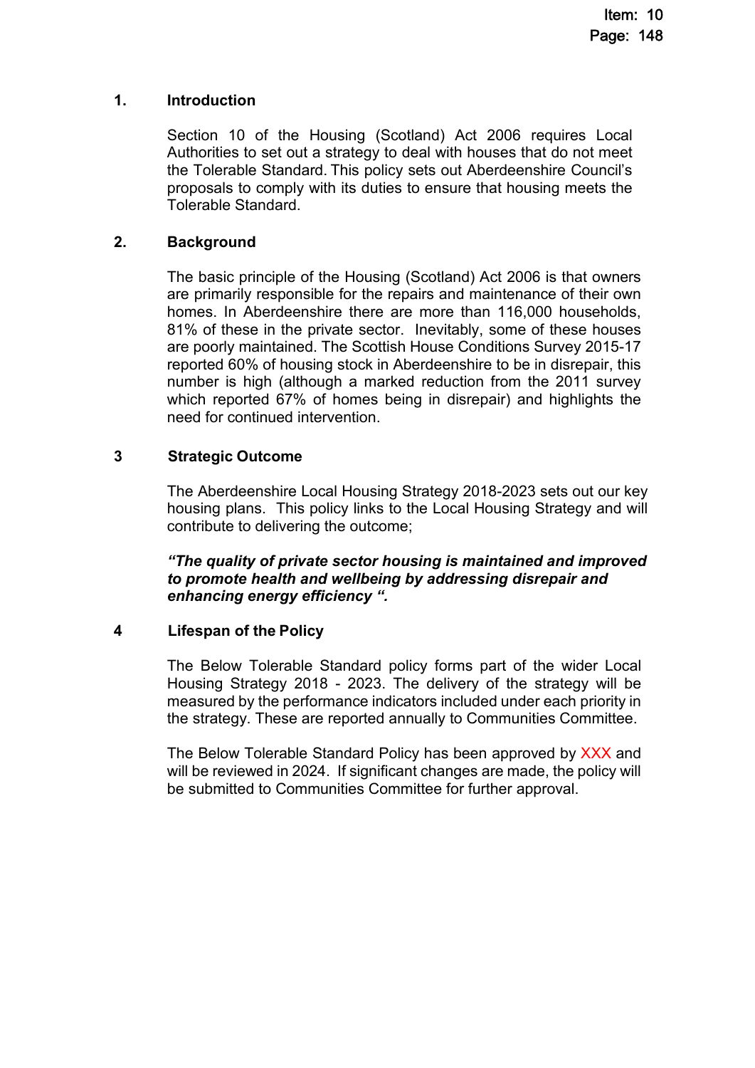## 1. Introduction

Section 10 of the Housing (Scotland) Act 2006 requires Local Authorities to set out a strategy to deal with houses that do not meet the Tolerable Standard. This policy sets out Aberdeenshire Council's proposals to comply with its duties to ensure that housing meets the Tolerable Standard.

## 2. Background

The basic principle of the Housing (Scotland) Act 2006 is that owners are primarily responsible for the repairs and maintenance of their own homes. In Aberdeenshire there are more than 116,000 households, 81% of these in the private sector. Inevitably, some of these houses are poorly maintained. The Scottish House Conditions Survey 2015-17 reported 60% of housing stock in Aberdeenshire to be in disrepair, this number is high (although a marked reduction from the 2011 survey which reported 67% of homes being in disrepair) and highlights the need for continued intervention.

## 3 Strategic Outcome

The Aberdeenshire Local Housing Strategy 2018-2023 sets out our key housing plans. This policy links to the Local Housing Strategy and will contribute to delivering the outcome;

***"The quality of private sector housing is maintained and improved to promote health and wellbeing by addressing disrepair and enhancing energy efficiency ".***

## 4 Lifespan of the Policy

The Below Tolerable Standard policy forms part of the wider Local Housing Strategy 2018 - 2023. The delivery of the strategy will be measured by the performance indicators included under each priority in the strategy. These are reported annually to Communities Committee.

The Below Tolerable Standard Policy has been approved by XXX and will be reviewed in 2024. If significant changes are made, the policy will be submitted to Communities Committee for further approval.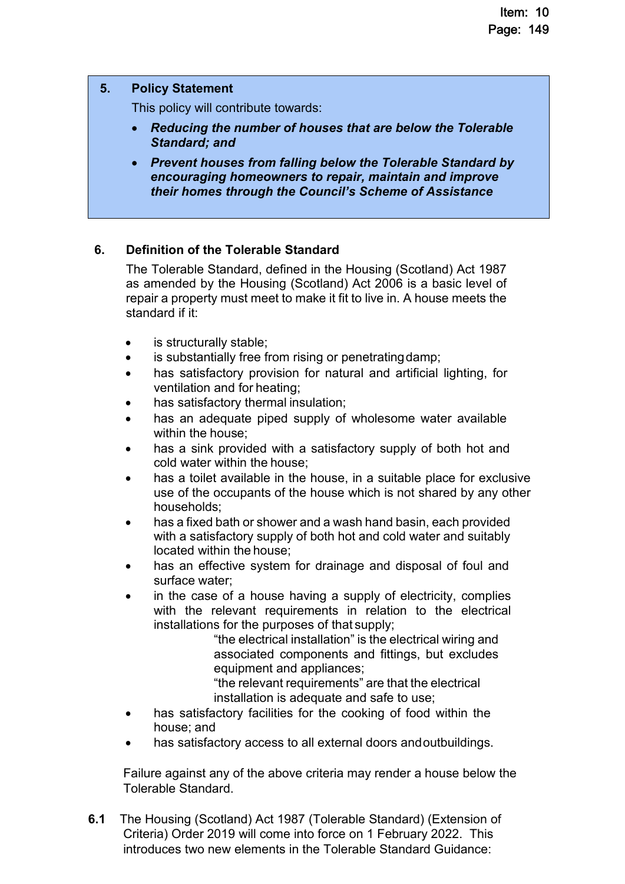## 5. Policy Statement

This policy will contribute towards:

- ***Reducing the number of houses that are below the Tolerable Standard; and***
- ***Prevent houses from falling below the Tolerable Standard by encouraging homeowners to repair, maintain and improve their homes through the Council's Scheme of Assistance***

## 6. Definition of the Tolerable Standard

The Tolerable Standard, defined in the Housing (Scotland) Act 1987 as amended by the Housing (Scotland) Act 2006 is a basic level of repair a property must meet to make it fit to live in. A house meets the standard if it:

- is structurally stable;
- is substantially free from rising or penetrating damp;
- has satisfactory provision for natural and artificial lighting, for ventilation and for heating;
- has satisfactory thermal insulation;
- has an adequate piped supply of wholesome water available within the house;
- has a sink provided with a satisfactory supply of both hot and cold water within the house;
- has a toilet available in the house, in a suitable place for exclusive use of the occupants of the house which is not shared by any other households;
- has a fixed bath or shower and a wash hand basin, each provided with a satisfactory supply of both hot and cold water and suitably located within the house;
- has an effective system for drainage and disposal of foul and surface water;
- in the case of a house having a supply of electricity, complies with the relevant requirements in relation to the electrical installations for the purposes of that supply;

  "the electrical installation" is the electrical wiring and associated components and fittings, but excludes equipment and appliances;

  "the relevant requirements" are that the electrical installation is adequate and safe to use;
- has satisfactory facilities for the cooking of food within the house; and
- has satisfactory access to all external doors and outbuildings.

Failure against any of the above criteria may render a house below the Tolerable Standard.

**6.1** The Housing (Scotland) Act 1987 (Tolerable Standard) (Extension of Criteria) Order 2019 will come into force on 1 February 2022. This introduces two new elements in the Tolerable Standard Guidance: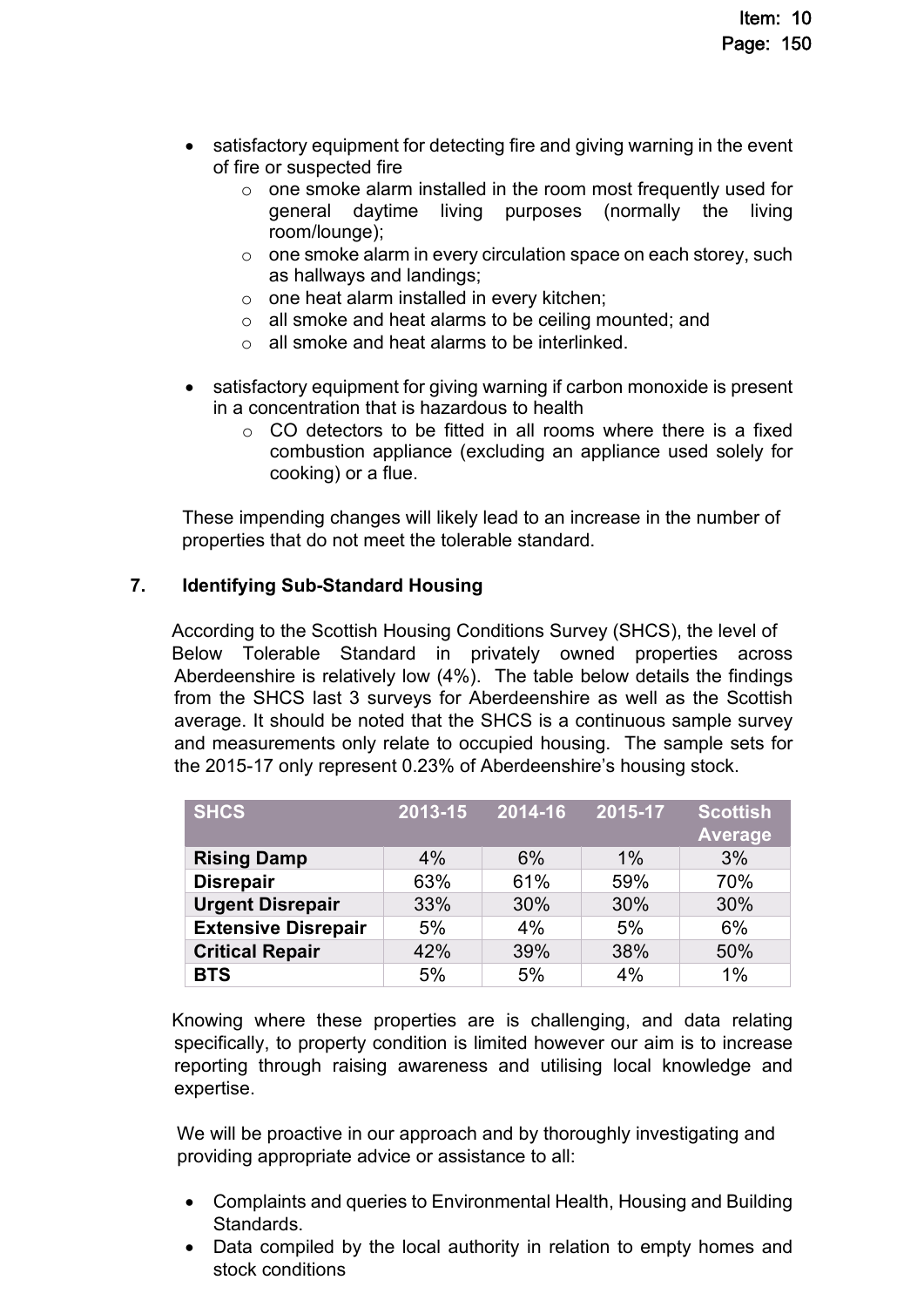- satisfactory equipment for detecting fire and giving warning in the event of fire or suspected fire
  - one smoke alarm installed in the room most frequently used for general daytime living purposes (normally the living room/lounge);
  - one smoke alarm in every circulation space on each storey, such as hallways and landings;
  - one heat alarm installed in every kitchen;
  - all smoke and heat alarms to be ceiling mounted; and
  - all smoke and heat alarms to be interlinked.

- satisfactory equipment for giving warning if carbon monoxide is present in a concentration that is hazardous to health
  - CO detectors to be fitted in all rooms where there is a fixed combustion appliance (excluding an appliance used solely for cooking) or a flue.

These impending changes will likely lead to an increase in the number of properties that do not meet the tolerable standard.

## 7. Identifying Sub-Standard Housing

According to the Scottish Housing Conditions Survey (SHCS), the level of Below Tolerable Standard in privately owned properties across Aberdeenshire is relatively low (4%). The table below details the findings from the SHCS last 3 surveys for Aberdeenshire as well as the Scottish average. It should be noted that the SHCS is a continuous sample survey and measurements only relate to occupied housing. The sample sets for the 2015-17 only represent 0.23% of Aberdeenshire's housing stock.

| SHCS | 2013-15 | 2014-16 | 2015-17 | Scottish Average |
|---|---|---|---|---|
| **Rising Damp** | 4% | 6% | 1% | 3% |
| **Disrepair** | 63% | 61% | 59% | 70% |
| **Urgent Disrepair** | 33% | 30% | 30% | 30% |
| **Extensive Disrepair** | 5% | 4% | 5% | 6% |
| **Critical Repair** | 42% | 39% | 38% | 50% |
| **BTS** | 5% | 5% | 4% | 1% |

Knowing where these properties are is challenging, and data relating specifically, to property condition is limited however our aim is to increase reporting through raising awareness and utilising local knowledge and expertise.

We will be proactive in our approach and by thoroughly investigating and providing appropriate advice or assistance to all:

- Complaints and queries to Environmental Health, Housing and Building Standards.
- Data compiled by the local authority in relation to empty homes and stock conditions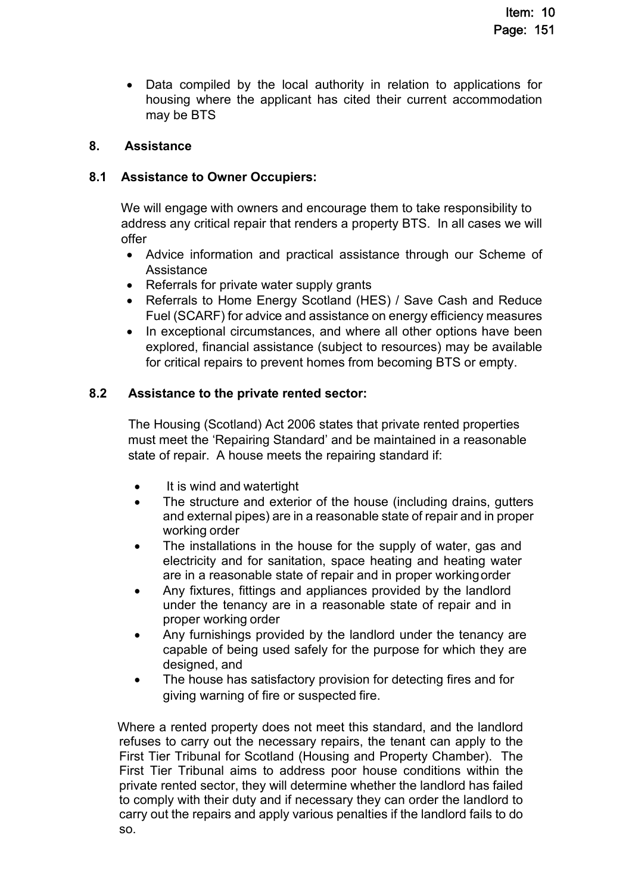- Data compiled by the local authority in relation to applications for housing where the applicant has cited their current accommodation may be BTS

## 8. Assistance

### 8.1 Assistance to Owner Occupiers:

We will engage with owners and encourage them to take responsibility to address any critical repair that renders a property BTS. In all cases we will offer

- Advice information and practical assistance through our Scheme of Assistance
- Referrals for private water supply grants
- Referrals to Home Energy Scotland (HES) / Save Cash and Reduce Fuel (SCARF) for advice and assistance on energy efficiency measures
- In exceptional circumstances, and where all other options have been explored, financial assistance (subject to resources) may be available for critical repairs to prevent homes from becoming BTS or empty.

### 8.2 Assistance to the private rented sector:

The Housing (Scotland) Act 2006 states that private rented properties must meet the 'Repairing Standard' and be maintained in a reasonable state of repair. A house meets the repairing standard if:

- It is wind and watertight
- The structure and exterior of the house (including drains, gutters and external pipes) are in a reasonable state of repair and in proper working order
- The installations in the house for the supply of water, gas and electricity and for sanitation, space heating and heating water are in a reasonable state of repair and in proper working order
- Any fixtures, fittings and appliances provided by the landlord under the tenancy are in a reasonable state of repair and in proper working order
- Any furnishings provided by the landlord under the tenancy are capable of being used safely for the purpose for which they are designed, and
- The house has satisfactory provision for detecting fires and for giving warning of fire or suspected fire.

Where a rented property does not meet this standard, and the landlord refuses to carry out the necessary repairs, the tenant can apply to the First Tier Tribunal for Scotland (Housing and Property Chamber). The First Tier Tribunal aims to address poor house conditions within the private rented sector, they will determine whether the landlord has failed to comply with their duty and if necessary they can order the landlord to carry out the repairs and apply various penalties if the landlord fails to do so.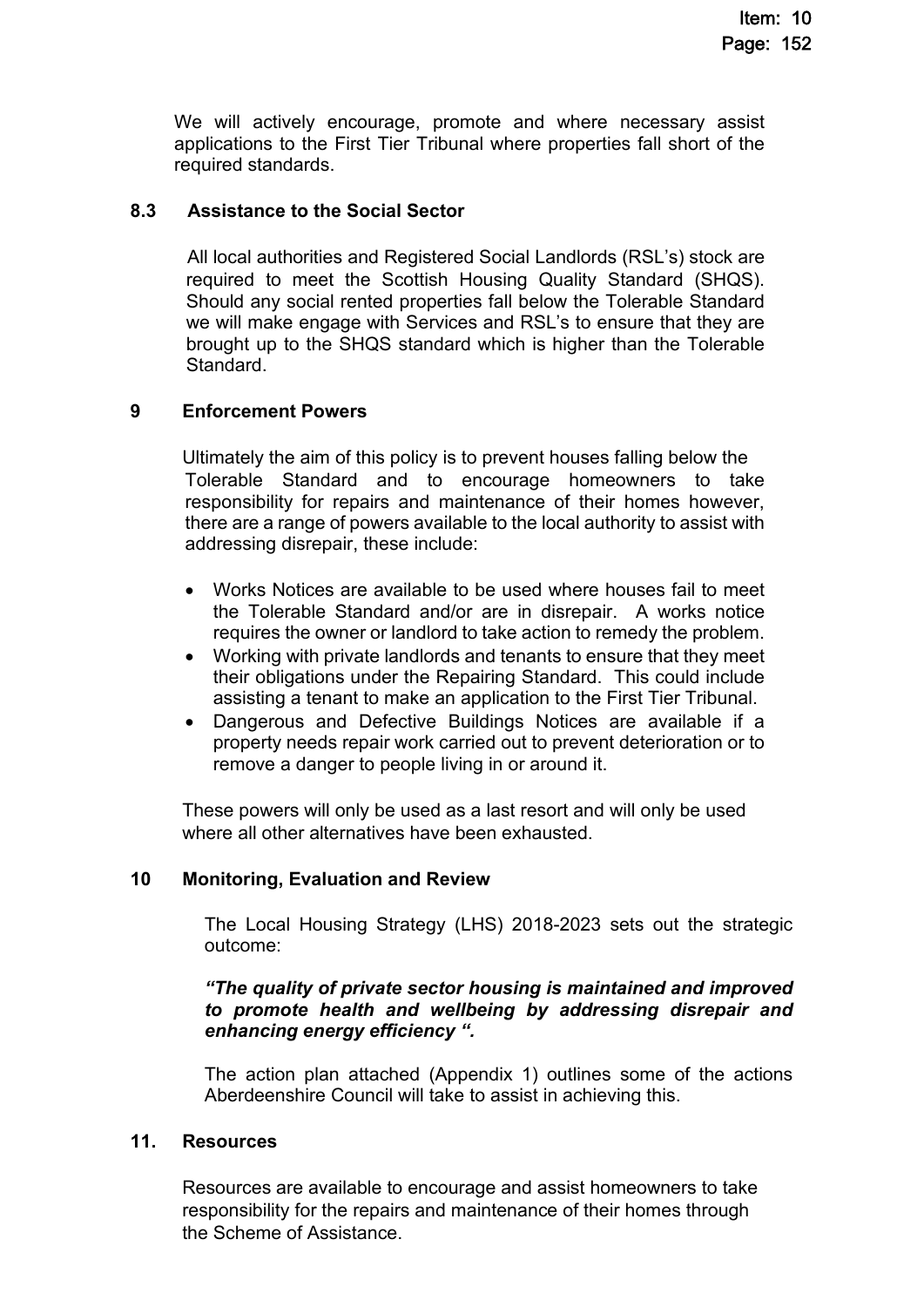We will actively encourage, promote and where necessary assist applications to the First Tier Tribunal where properties fall short of the required standards.

### 8.3 Assistance to the Social Sector

All local authorities and Registered Social Landlords (RSL's) stock are required to meet the Scottish Housing Quality Standard (SHQS). Should any social rented properties fall below the Tolerable Standard we will make engage with Services and RSL's to ensure that they are brought up to the SHQS standard which is higher than the Tolerable Standard.

## 9 Enforcement Powers

Ultimately the aim of this policy is to prevent houses falling below the Tolerable Standard and to encourage homeowners to take responsibility for repairs and maintenance of their homes however, there are a range of powers available to the local authority to assist with addressing disrepair, these include:

- Works Notices are available to be used where houses fail to meet the Tolerable Standard and/or are in disrepair. A works notice requires the owner or landlord to take action to remedy the problem.
- Working with private landlords and tenants to ensure that they meet their obligations under the Repairing Standard. This could include assisting a tenant to make an application to the First Tier Tribunal.
- Dangerous and Defective Buildings Notices are available if a property needs repair work carried out to prevent deterioration or to remove a danger to people living in or around it.

These powers will only be used as a last resort and will only be used where all other alternatives have been exhausted.

## 10 Monitoring, Evaluation and Review

The Local Housing Strategy (LHS) 2018-2023 sets out the strategic outcome:

***"The quality of private sector housing is maintained and improved to promote health and wellbeing by addressing disrepair and enhancing energy efficiency ".***

The action plan attached (Appendix 1) outlines some of the actions Aberdeenshire Council will take to assist in achieving this.

## 11. Resources

Resources are available to encourage and assist homeowners to take responsibility for the repairs and maintenance of their homes through the Scheme of Assistance.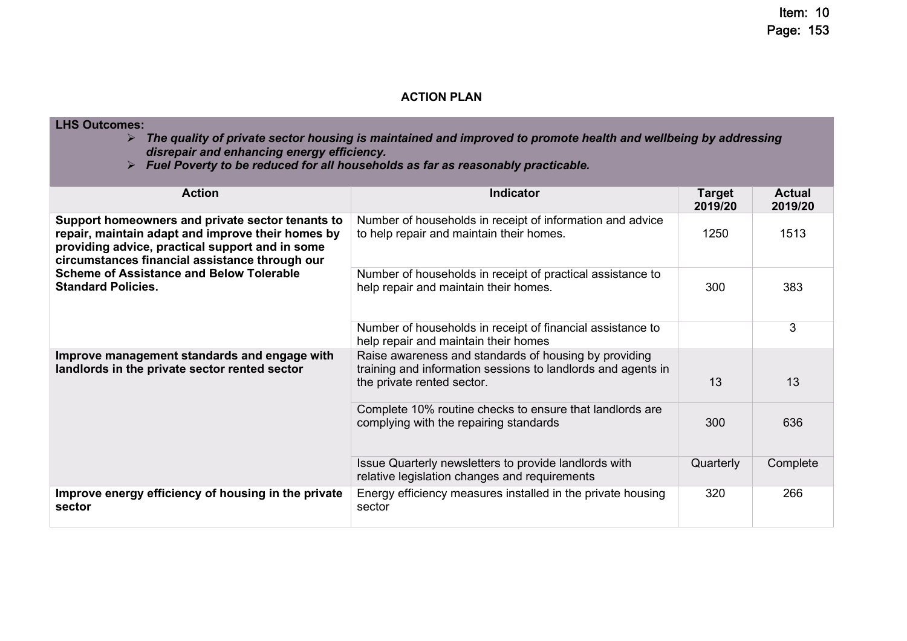## ACTION PLAN

**LHS Outcomes:**

- ***The quality of private sector housing is maintained and improved to promote health and wellbeing by addressing disrepair and enhancing energy efficiency.***
- ***Fuel Poverty to be reduced for all households as far as reasonably practicable.***

| Action | Indicator | Target 2019/20 | Actual 2019/20 |
|---|---|---|---|
| **Support homeowners and private sector tenants to repair, maintain adapt and improve their homes by providing advice, practical support and in some circumstances financial assistance through our Scheme of Assistance and Below Tolerable Standard Policies.** | Number of households in receipt of information and advice to help repair and maintain their homes. | 1250 | 1513 |
| | Number of households in receipt of practical assistance to help repair and maintain their homes. | 300 | 383 |
| | Number of households in receipt of financial assistance to help repair and maintain their homes | | 3 |
| **Improve management standards and engage with landlords in the private sector rented sector** | Raise awareness and standards of housing by providing training and information sessions to landlords and agents in the private rented sector. | 13 | 13 |
| | Complete 10% routine checks to ensure that landlords are complying with the repairing standards | 300 | 636 |
| | Issue Quarterly newsletters to provide landlords with relative legislation changes and requirements | Quarterly | Complete |
| **Improve energy efficiency of housing in the private sector** | Energy efficiency measures installed in the private housing sector | 320 | 266 |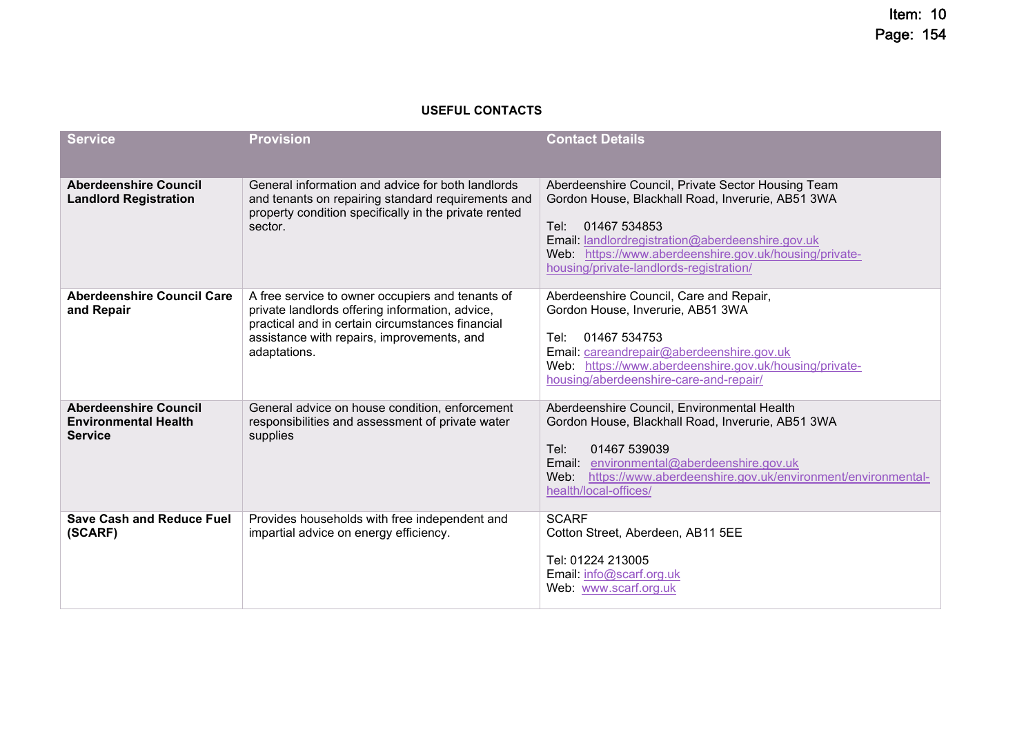## USEFUL CONTACTS

| Service | Provision | Contact Details |
|---|---|---|
| **Aberdeenshire Council Landlord Registration** | General information and advice for both landlords and tenants on repairing standard requirements and property condition specifically in the private rented sector. | Aberdeenshire Council, Private Sector Housing Team<br>Gordon House, Blackhall Road, Inverurie, AB51 3WA<br><br>Tel: 01467 534853<br>Email: landlordregistration@aberdeenshire.gov.uk<br>Web: https://www.aberdeenshire.gov.uk/housing/private-housing/private-landlords-registration/ |
| **Aberdeenshire Council Care and Repair** | A free service to owner occupiers and tenants of private landlords offering information, advice, practical and in certain circumstances financial assistance with repairs, improvements, and adaptations. | Aberdeenshire Council, Care and Repair,<br>Gordon House, Inverurie, AB51 3WA<br><br>Tel: 01467 534753<br>Email: careandrepair@aberdeenshire.gov.uk<br>Web: https://www.aberdeenshire.gov.uk/housing/private-housing/aberdeenshire-care-and-repair/ |
| **Aberdeenshire Council Environmental Health Service** | General advice on house condition, enforcement responsibilities and assessment of private water supplies | Aberdeenshire Council, Environmental Health<br>Gordon House, Blackhall Road, Inverurie, AB51 3WA<br><br>Tel: 01467 539039<br>Email: environmental@aberdeenshire.gov.uk<br>Web: https://www.aberdeenshire.gov.uk/environment/environmental-health/local-offices/ |
| **Save Cash and Reduce Fuel (SCARF)** | Provides households with free independent and impartial advice on energy efficiency. | SCARF<br>Cotton Street, Aberdeen, AB11 5EE<br><br>Tel: 01224 213005<br>Email: info@scarf.org.uk<br>Web: www.scarf.org.uk |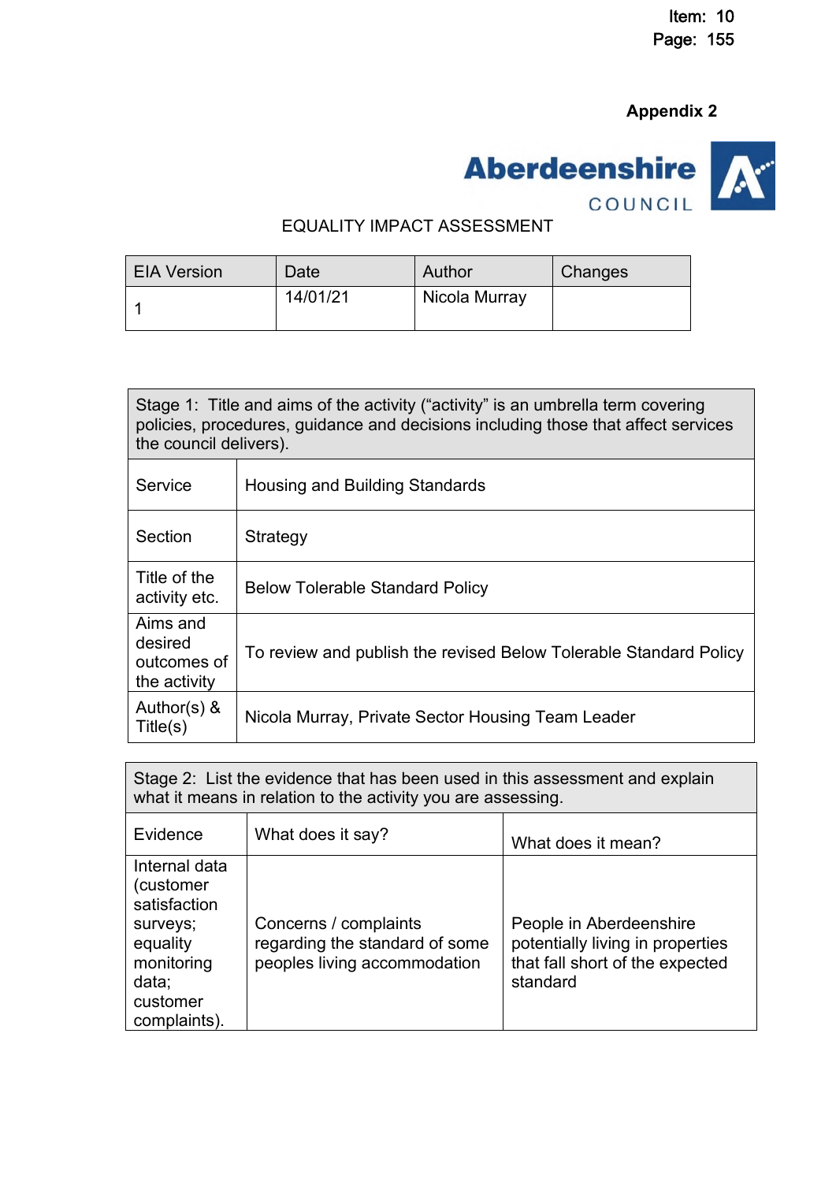Appendix 2

Aberdeenshire COUNCIL

EQUALITY IMPACT ASSESSMENT

| EIA Version | Date | Author | Changes |
|---|---|---|---|
| 1 | 14/01/21 | Nicola Murray | |

| Stage 1: Title and aims of the activity ("activity" is an umbrella term covering policies, procedures, guidance and decisions including those that affect services the council delivers). | |
|---|---|
| Service | Housing and Building Standards |
| Section | Strategy |
| Title of the activity etc. | Below Tolerable Standard Policy |
| Aims and desired outcomes of the activity | To review and publish the revised Below Tolerable Standard Policy |
| Author(s) & Title(s) | Nicola Murray, Private Sector Housing Team Leader |

| Stage 2: List the evidence that has been used in this assessment and explain what it means in relation to the activity you are assessing. | | |
|---|---|---|
| Evidence | What does it say? | What does it mean? |
| Internal data (customer satisfaction surveys; equality monitoring data; customer complaints). | Concerns / complaints regarding the standard of some peoples living accommodation | People in Aberdeenshire potentially living in properties that fall short of the expected standard |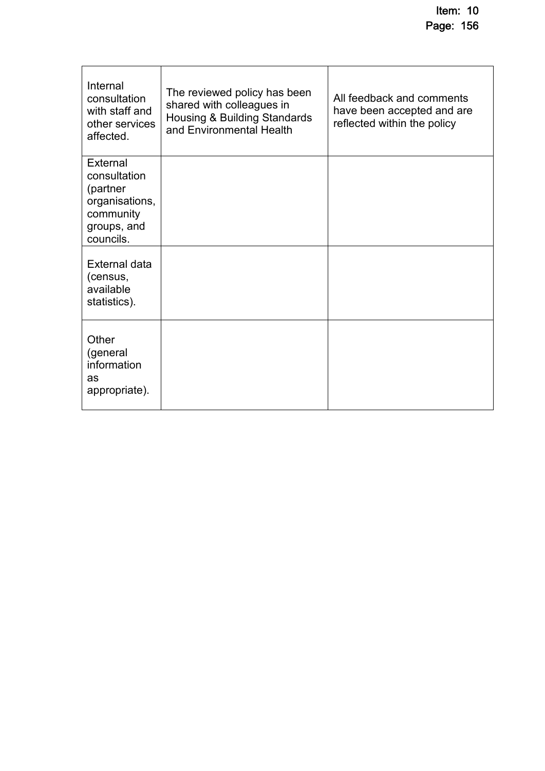| | | |
|---|---|---|
| Internal consultation with staff and other services affected. | The reviewed policy has been shared with colleagues in Housing & Building Standards and Environmental Health | All feedback and comments have been accepted and are reflected within the policy |
| External consultation (partner organisations, community groups, and councils. | | |
| External data (census, available statistics). | | |
| Other (general information as appropriate). | | |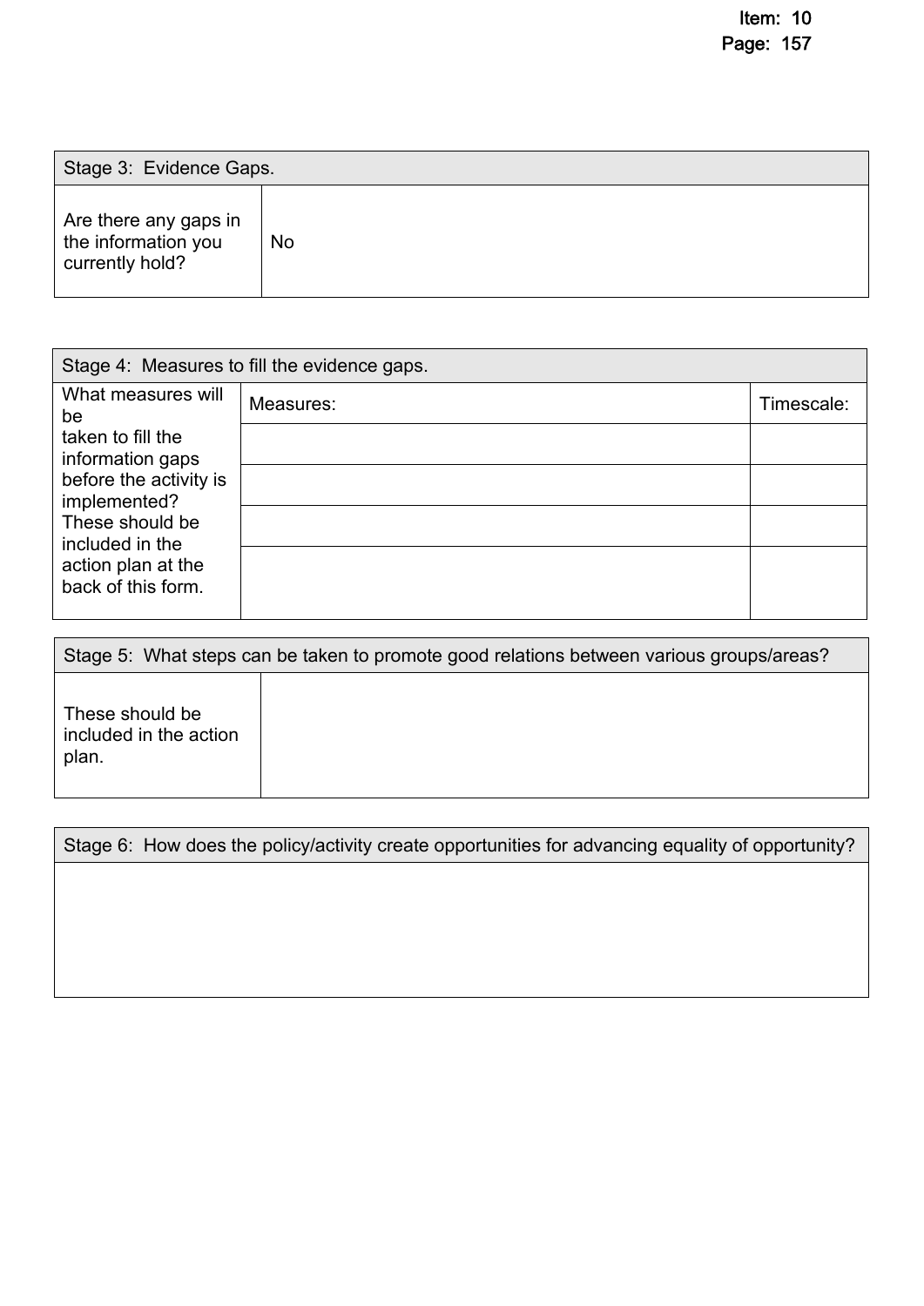| Stage 3: Evidence Gaps. | |
|---|---|
| Are there any gaps in the information you currently hold? | No |

| Stage 4: Measures to fill the evidence gaps. | | |
|---|---|---|
| What measures will be taken to fill the information gaps before the activity is implemented? These should be included in the action plan at the back of this form. | Measures: | Timescale: |
| | | |
| | | |
| | | |
| | | |

| Stage 5: What steps can be taken to promote good relations between various groups/areas? | |
|---|---|
| These should be included in the action plan. | |

| Stage 6: How does the policy/activity create opportunities for advancing equality of opportunity? |
|---|
| |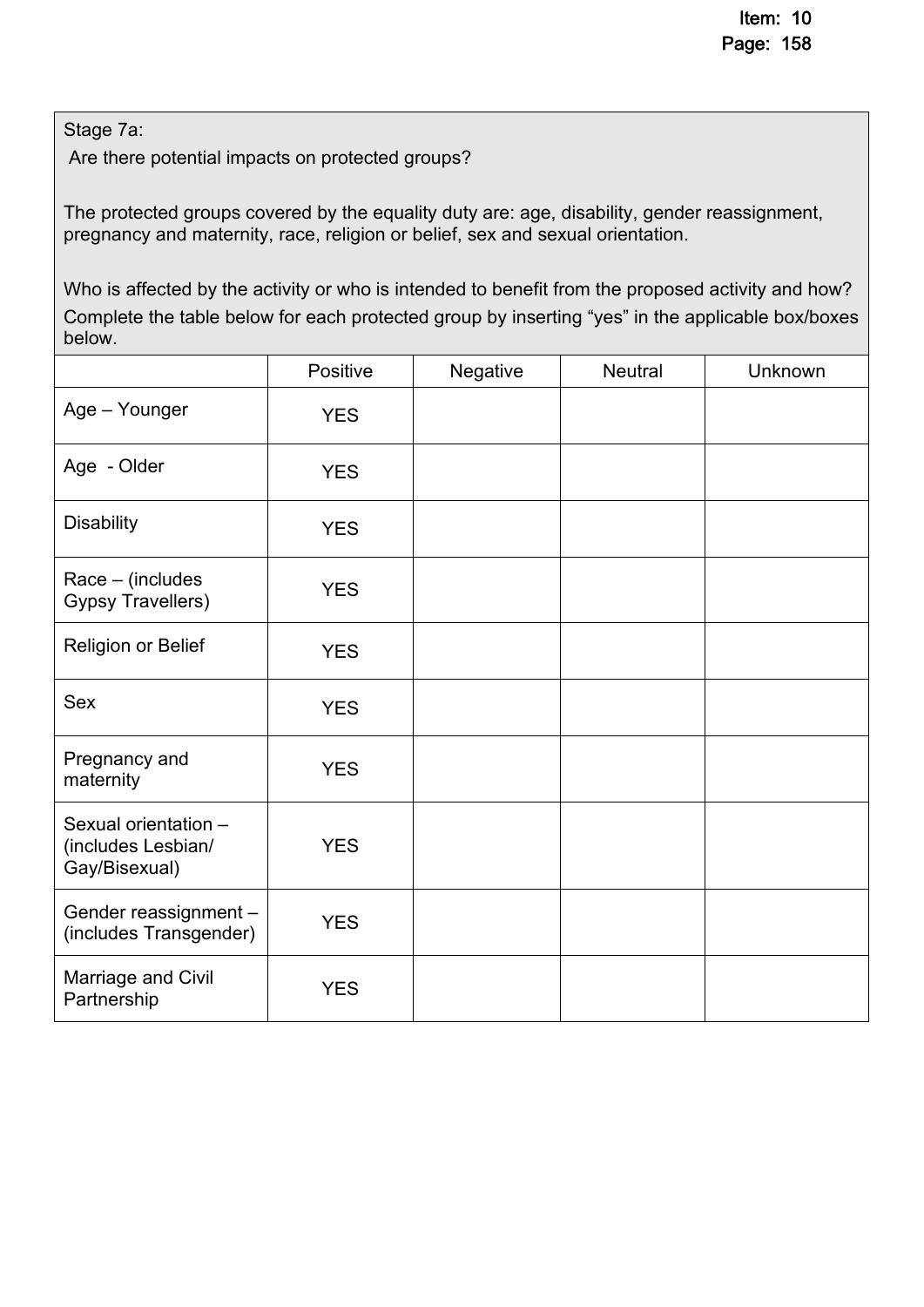Stage 7a:

Are there potential impacts on protected groups?

The protected groups covered by the equality duty are: age, disability, gender reassignment, pregnancy and maternity, race, religion or belief, sex and sexual orientation.

Who is affected by the activity or who is intended to benefit from the proposed activity and how? Complete the table below for each protected group by inserting "yes" in the applicable box/boxes below.

| | Positive | Negative | Neutral | Unknown |
|---|---|---|---|---|
| Age – Younger | YES | | | |
| Age - Older | YES | | | |
| Disability | YES | | | |
| Race – (includes Gypsy Travellers) | YES | | | |
| Religion or Belief | YES | | | |
| Sex | YES | | | |
| Pregnancy and maternity | YES | | | |
| Sexual orientation – (includes Lesbian/ Gay/Bisexual) | YES | | | |
| Gender reassignment – (includes Transgender) | YES | | | |
| Marriage and Civil Partnership | YES | | | |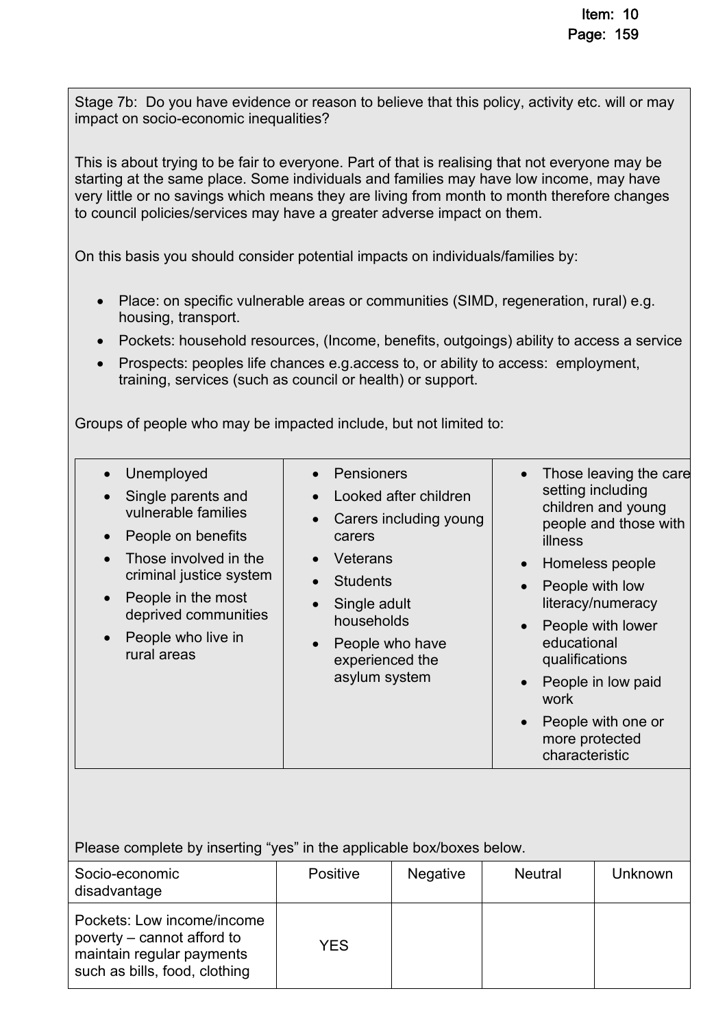Stage 7b: Do you have evidence or reason to believe that this policy, activity etc. will or may impact on socio-economic inequalities?

This is about trying to be fair to everyone. Part of that is realising that not everyone may be starting at the same place. Some individuals and families may have low income, may have very little or no savings which means they are living from month to month therefore changes to council policies/services may have a greater adverse impact on them.

On this basis you should consider potential impacts on individuals/families by:

- Place: on specific vulnerable areas or communities (SIMD, regeneration, rural) e.g. housing, transport.
- Pockets: household resources, (Income, benefits, outgoings) ability to access a service
- Prospects: peoples life chances e.g.access to, or ability to access: employment, training, services (such as council or health) or support.

Groups of people who may be impacted include, but not limited to:

- Unemployed
- Single parents and vulnerable families
- People on benefits
- Those involved in the criminal justice system
- People in the most deprived communities
- People who live in rural areas
- Pensioners
- Looked after children
- Carers including young carers
- Veterans
- Students
- Single adult households
- People who have experienced the asylum system
- Those leaving the care setting including children and young people and those with illness
- Homeless people
- People with low literacy/numeracy
- People with lower educational qualifications
- People in low paid work
- People with one or more protected characteristic

Please complete by inserting "yes" in the applicable box/boxes below.

| Socio-economic disadvantage | Positive | Negative | Neutral | Unknown |
|---|---|---|---|---|
| Pockets: Low income/income poverty – cannot afford to maintain regular payments such as bills, food, clothing | YES | | | |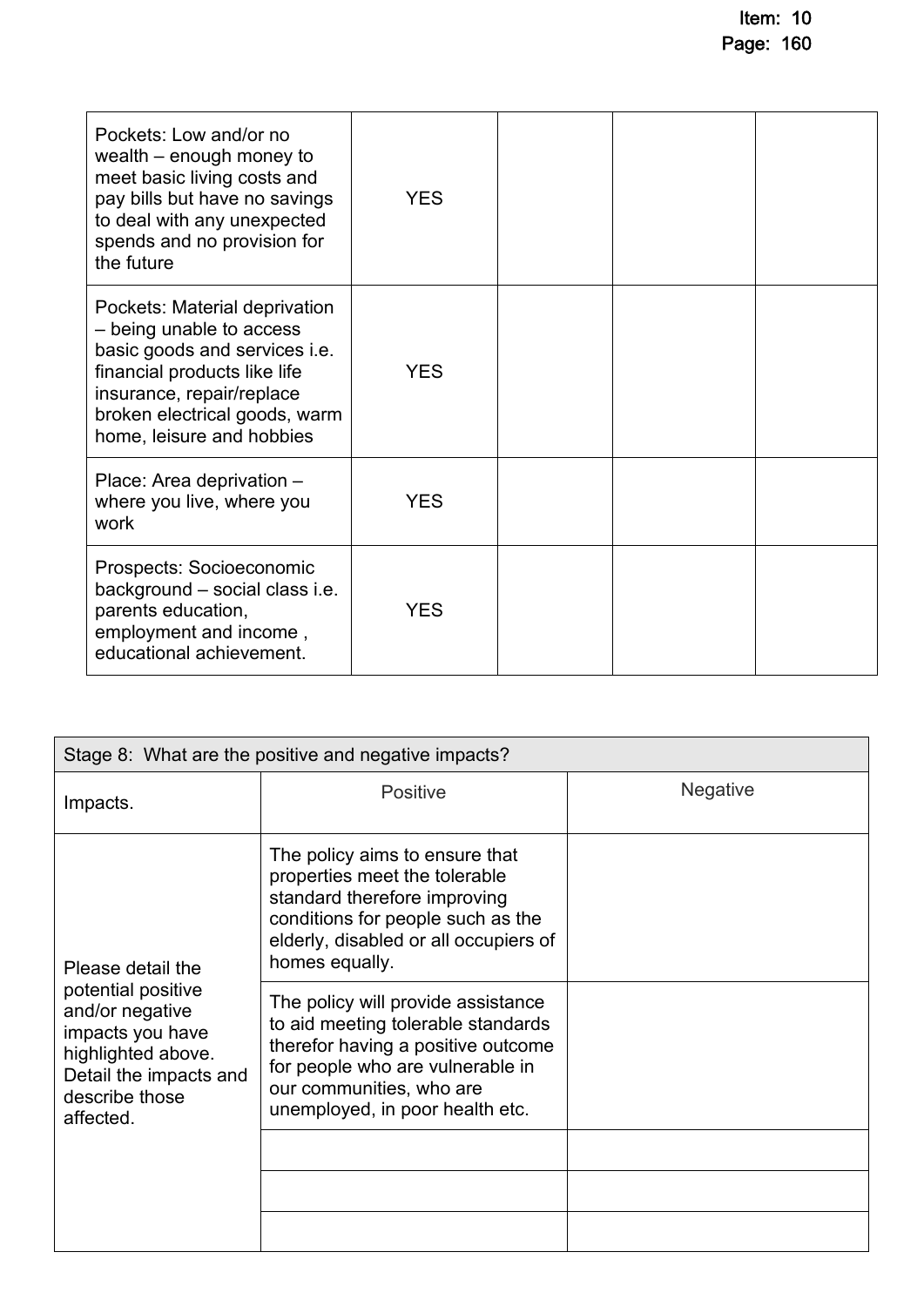| | | | | |
|---|---|---|---|---|
| Pockets: Low and/or no wealth – enough money to meet basic living costs and pay bills but have no savings to deal with any unexpected spends and no provision for the future | YES | | | |
| Pockets: Material deprivation – being unable to access basic goods and services i.e. financial products like life insurance, repair/replace broken electrical goods, warm home, leisure and hobbies | YES | | | |
| Place: Area deprivation – where you live, where you work | YES | | | |
| Prospects: Socioeconomic background – social class i.e. parents education, employment and income , educational achievement. | YES | | | |

| Stage 8: What are the positive and negative impacts? | | |
|---|---|---|
| Impacts. | Positive | Negative |
| Please detail the potential positive and/or negative impacts you have highlighted above. Detail the impacts and describe those affected. | The policy aims to ensure that properties meet the tolerable standard therefore improving conditions for people such as the elderly, disabled or all occupiers of homes equally. | |
| | The policy will provide assistance to aid meeting tolerable standards therefor having a positive outcome for people who are vulnerable in our communities, who are unemployed, in poor health etc. | |
| | | |
| | | |
| | | |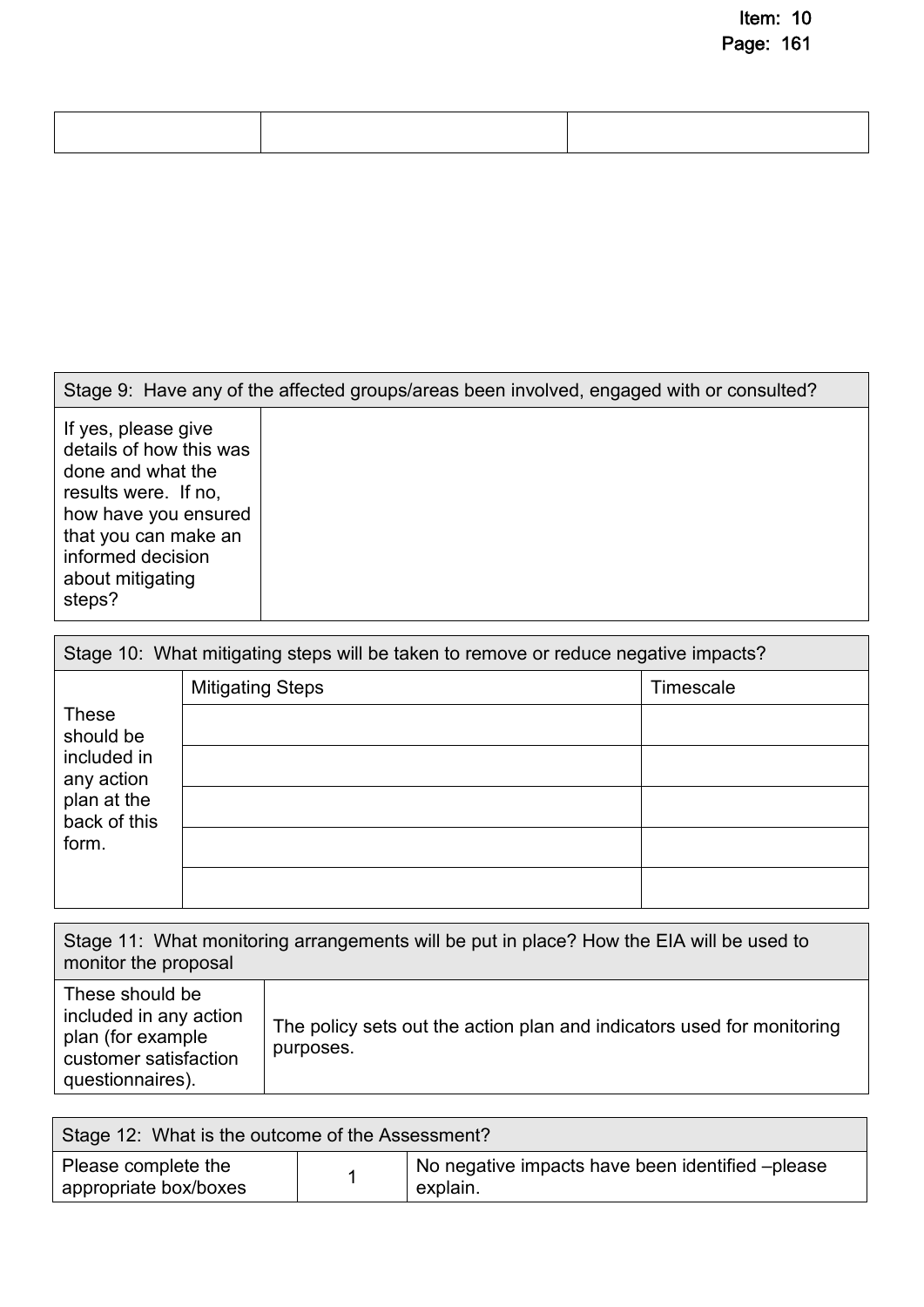| | | |
|---|---|---|
| | | |

| Stage 9: Have any of the affected groups/areas been involved, engaged with or consulted? | |
|---|---|
| If yes, please give details of how this was done and what the results were. If no, how have you ensured that you can make an informed decision about mitigating steps? | |

| Stage 10: What mitigating steps will be taken to remove or reduce negative impacts? | | |
|---|---|---|
| These should be included in any action plan at the back of this form. | Mitigating Steps | Timescale |
| | | |
| | | |
| | | |
| | | |
| | | |

| Stage 11: What monitoring arrangements will be put in place? How the EIA will be used to monitor the proposal | |
|---|---|
| These should be included in any action plan (for example customer satisfaction questionnaires). | The policy sets out the action plan and indicators used for monitoring purposes. |

| Stage 12: What is the outcome of the Assessment? | | |
|---|---|---|
| Please complete the appropriate box/boxes | 1 | No negative impacts have been identified –please explain. |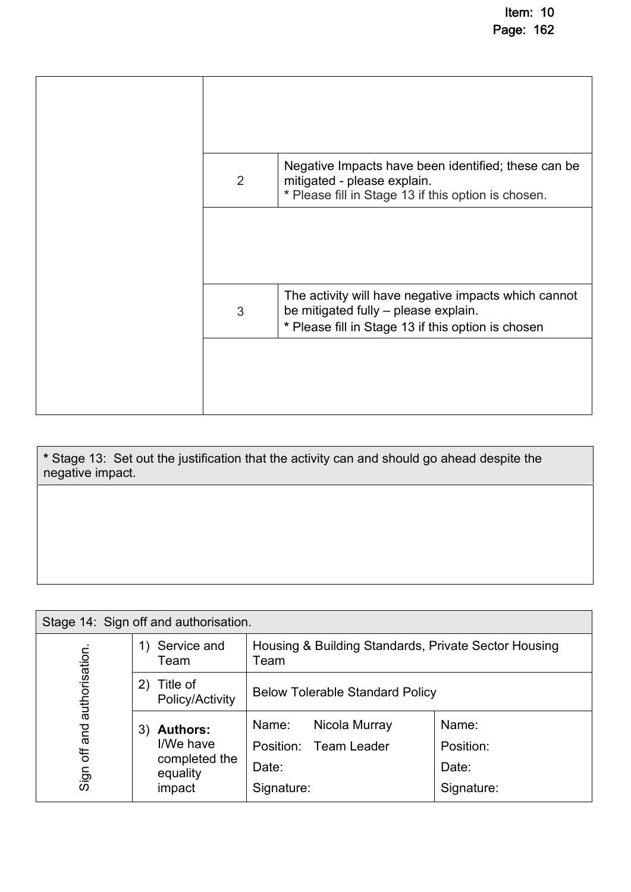| | | |
|---|---|---|
| | | |
| | 2 | Negative Impacts have been identified; these can be mitigated - please explain.<br>* Please fill in Stage 13 if this option is chosen. |
| | | |
| | 3 | The activity will have negative impacts which cannot be mitigated fully – please explain.<br>* Please fill in Stage 13 if this option is chosen |
| | | |

| * Stage 13: Set out the justification that the activity can and should go ahead despite the negative impact. |
|---|
| |

| Stage 14: Sign off and authorisation. | | | |
|---|---|---|---|
| Sign off and authorisation. | 1) Service and Team | Housing & Building Standards, Private Sector Housing Team | |
| | 2) Title of Policy/Activity | Below Tolerable Standard Policy | |
| | 3) **Authors:** I/We have completed the equality impact | Name: Nicola Murray<br>Position: Team Leader<br>Date:<br>Signature: | Name:<br>Position:<br>Date:<br>Signature: |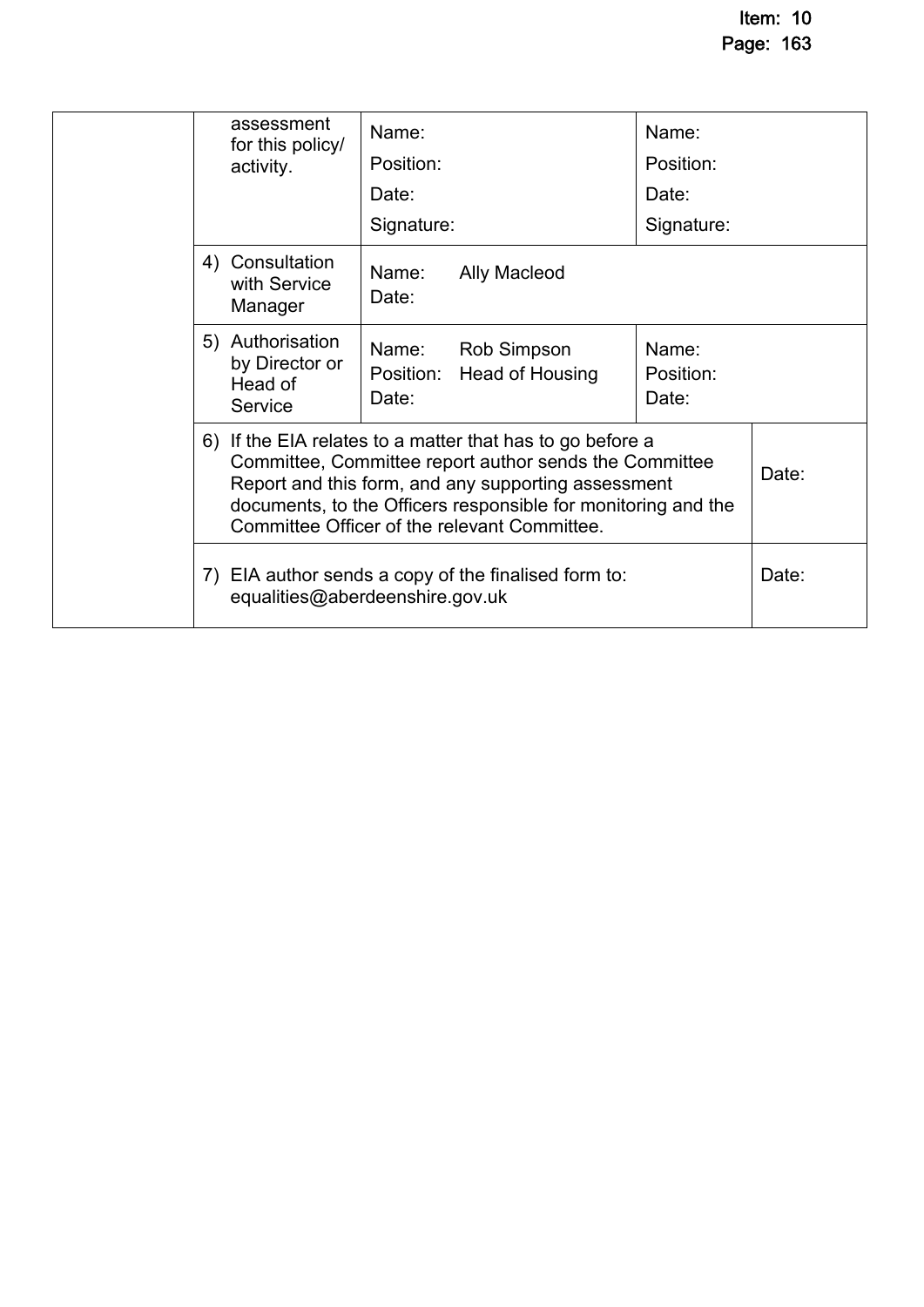| | assessment for this policy/ activity. | Name:<br>Position:<br>Date:<br>Signature: | Name:<br>Position:<br>Date:<br>Signature: | |
|---|---|---|---|---|
| | 4) Consultation with Service Manager | Name: Ally Macleod<br>Date: | | |
| | 5) Authorisation by Director or Head of Service | Name: Rob Simpson<br>Position: Head of Housing<br>Date: | Name:<br>Position:<br>Date: | |
| | 6) If the EIA relates to a matter that has to go before a Committee, Committee report author sends the Committee Report and this form, and any supporting assessment documents, to the Officers responsible for monitoring and the Committee Officer of the relevant Committee. | | | Date: |
| | 7) EIA author sends a copy of the finalised form to: equalities@aberdeenshire.gov.uk | | | Date: |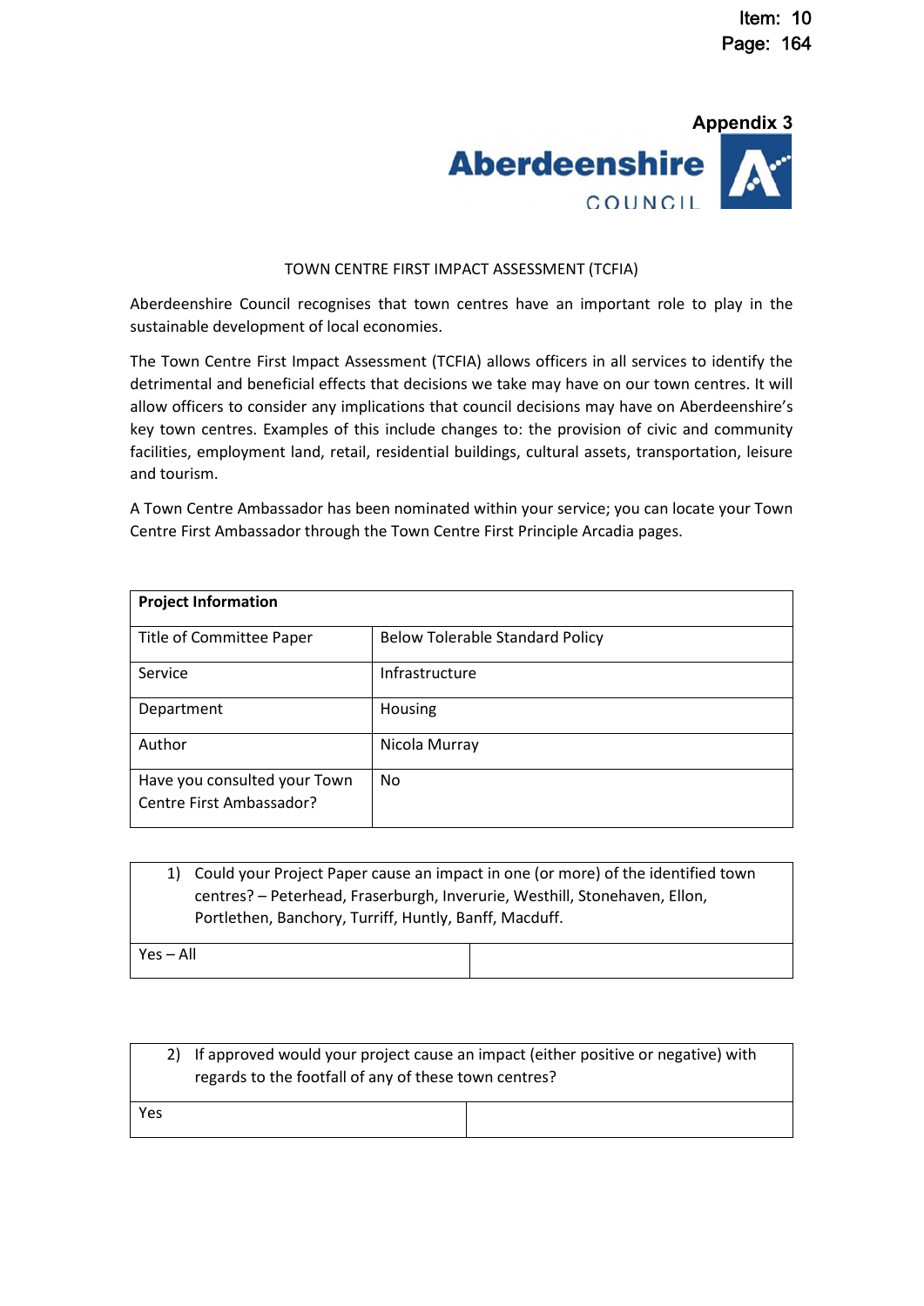Appendix 3

Aberdeenshire COUNCIL

TOWN CENTRE FIRST IMPACT ASSESSMENT (TCFIA)

Aberdeenshire Council recognises that town centres have an important role to play in the sustainable development of local economies.

The Town Centre First Impact Assessment (TCFIA) allows officers in all services to identify the detrimental and beneficial effects that decisions we take may have on our town centres. It will allow officers to consider any implications that council decisions may have on Aberdeenshire's key town centres. Examples of this include changes to: the provision of civic and community facilities, employment land, retail, residential buildings, cultural assets, transportation, leisure and tourism.

A Town Centre Ambassador has been nominated within your service; you can locate your Town Centre First Ambassador through the Town Centre First Principle Arcadia pages.

| **Project Information** | |
|---|---|
| Title of Committee Paper | Below Tolerable Standard Policy |
| Service | Infrastructure |
| Department | Housing |
| Author | Nicola Murray |
| Have you consulted your Town Centre First Ambassador? | No |

| 1) Could your Project Paper cause an impact in one (or more) of the identified town centres? – Peterhead, Fraserburgh, Inverurie, Westhill, Stonehaven, Ellon, Portlethen, Banchory, Turriff, Huntly, Banff, Macduff. | |
|---|---|
| Yes – All | |

| 2) If approved would your project cause an impact (either positive or negative) with regards to the footfall of any of these town centres? | |
|---|---|
| Yes | |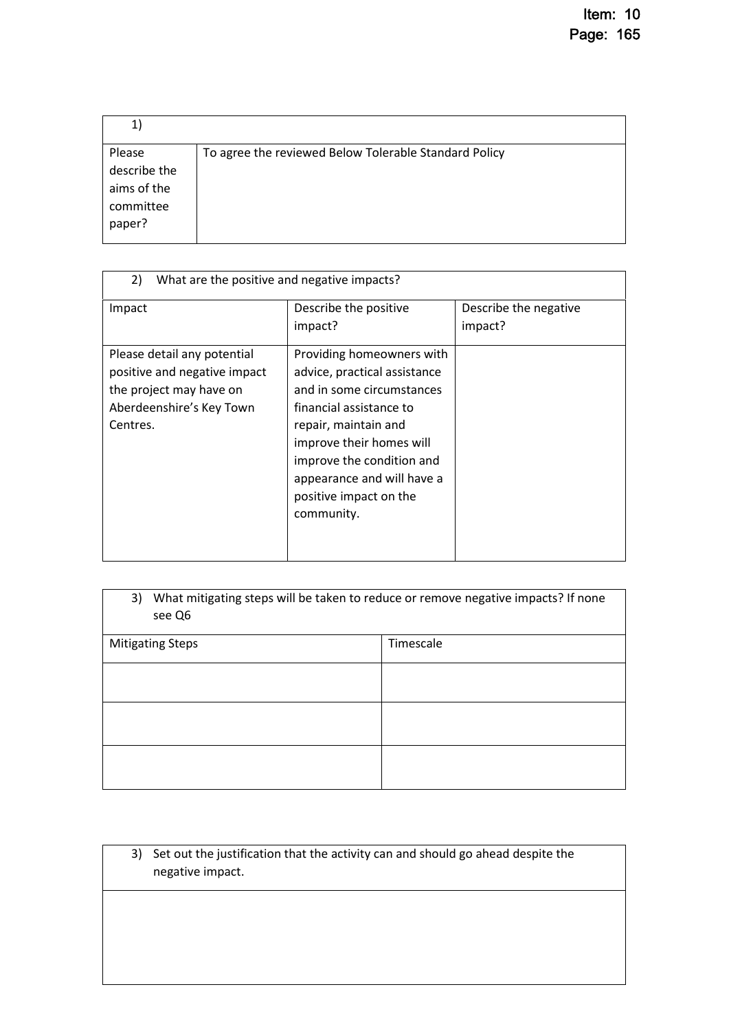| 1) | |
|---|---|
| Please describe the aims of the committee paper? | To agree the reviewed Below Tolerable Standard Policy |

| 2) What are the positive and negative impacts? | | |
|---|---|---|
| Impact | Describe the positive impact? | Describe the negative impact? |
| Please detail any potential positive and negative impact the project may have on Aberdeenshire's Key Town Centres. | Providing homeowners with advice, practical assistance and in some circumstances financial assistance to repair, maintain and improve their homes will improve the condition and appearance and will have a positive impact on the community. | |

| 3) What mitigating steps will be taken to reduce or remove negative impacts? If none see Q6 | |
|---|---|
| Mitigating Steps | Timescale |
| | |
| | |
| | |

| 3) Set out the justification that the activity can and should go ahead despite the negative impact. |
|---|
| |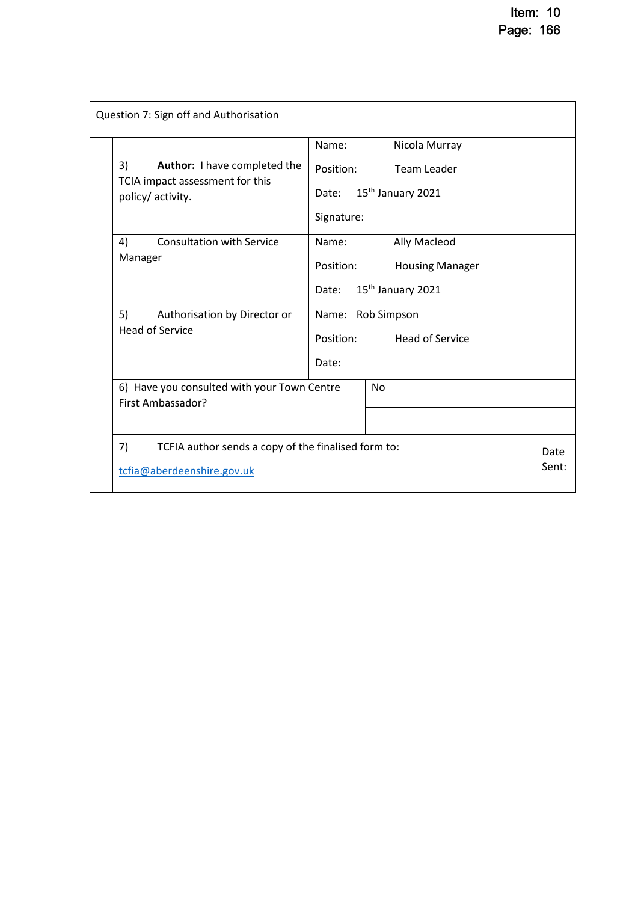| Question 7: Sign off and Authorisation | |
| --- | --- |
| 3) **Author:** I have completed the TCIA impact assessment for this policy/ activity. | Name: Nicola Murray<br>Position: Team Leader<br>Date: 15th January 2021<br>Signature: |
| 4) Consultation with Service Manager | Name: Ally Macleod<br>Position: Housing Manager<br>Date: 15th January 2021 |
| 5) Authorisation by Director or Head of Service | Name: Rob Simpson<br>Position: Head of Service<br>Date: |
| 6) Have you consulted with your Town Centre First Ambassador? | No |
| 7) TCFIA author sends a copy of the finalised form to: tcfia@aberdeenshire.gov.uk | Date Sent: |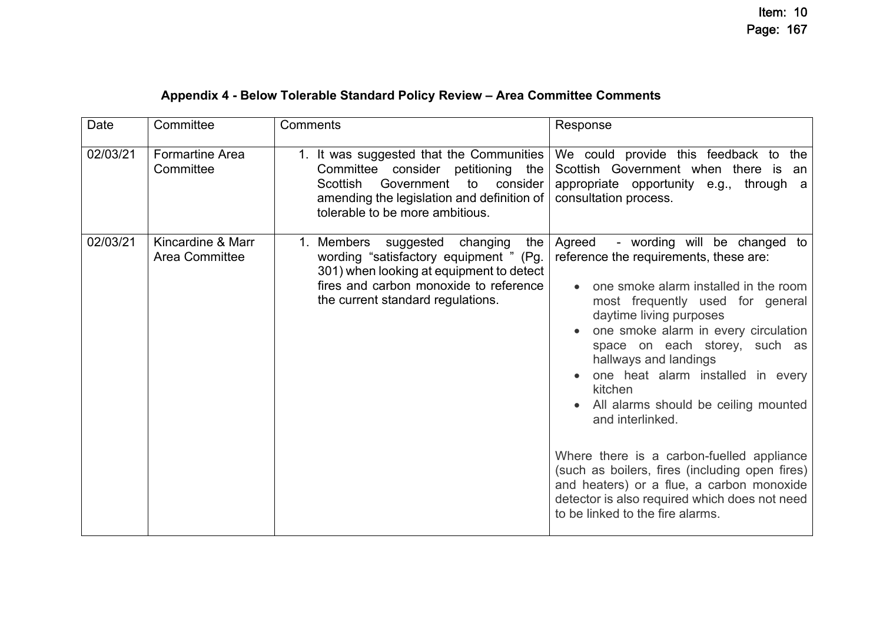## Appendix 4 - Below Tolerable Standard Policy Review – Area Committee Comments

| Date | Committee | Comments | Response |
|---|---|---|---|
| 02/03/21 | Formartine Area Committee | 1. It was suggested that the Communities Committee consider petitioning the Scottish Government to consider amending the legislation and definition of tolerable to be more ambitious. | We could provide this feedback to the Scottish Government when there is an appropriate opportunity e.g., through a consultation process. |
| 02/03/21 | Kincardine & Marr Area Committee | 1. Members suggested changing the wording "satisfactory equipment " (Pg. 301) when looking at equipment to detect fires and carbon monoxide to reference the current standard regulations. | Agreed - wording will be changed to reference the requirements, these are:<br>• one smoke alarm installed in the room most frequently used for general daytime living purposes<br>• one smoke alarm in every circulation space on each storey, such as hallways and landings<br>• one heat alarm installed in every kitchen<br>• All alarms should be ceiling mounted and interlinked.<br><br>Where there is a carbon-fuelled appliance (such as boilers, fires (including open fires) and heaters) or a flue, a carbon monoxide detector is also required which does not need to be linked to the fire alarms. |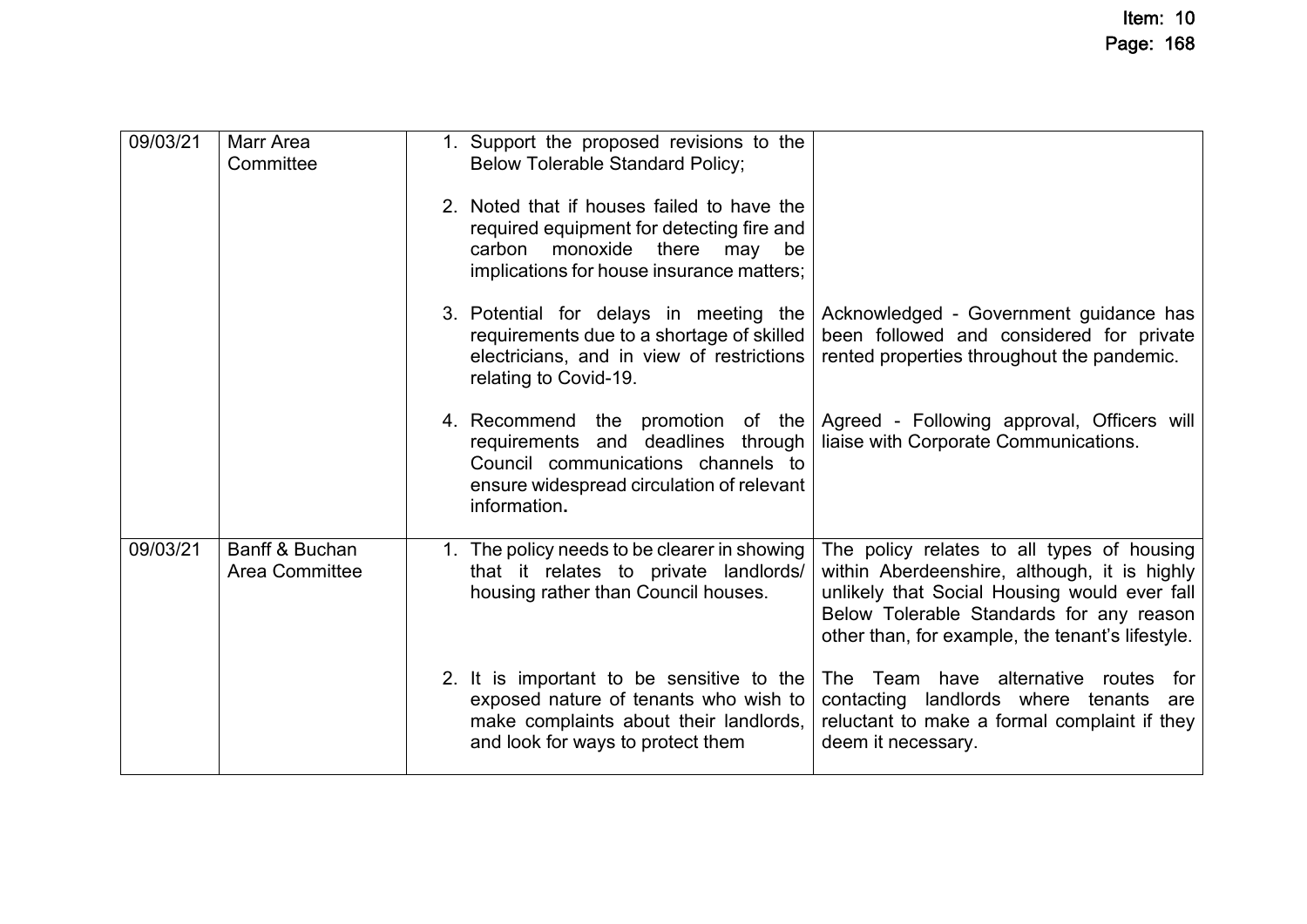| | | | |
|---|---|---|---|
| 09/03/21 | Marr Area Committee | 1. Support the proposed revisions to the Below Tolerable Standard Policy; | |
| | | 2. Noted that if houses failed to have the required equipment for detecting fire and carbon monoxide there may be implications for house insurance matters; | |
| | | 3. Potential for delays in meeting the requirements due to a shortage of skilled electricians, and in view of restrictions relating to Covid-19. | Acknowledged - Government guidance has been followed and considered for private rented properties throughout the pandemic. |
| | | 4. Recommend the promotion of the requirements and deadlines through Council communications channels to ensure widespread circulation of relevant information**.** | Agreed - Following approval, Officers will liaise with Corporate Communications. |
| 09/03/21 | Banff & Buchan Area Committee | 1. The policy needs to be clearer in showing that it relates to private landlords/ housing rather than Council houses. | The policy relates to all types of housing within Aberdeenshire, although, it is highly unlikely that Social Housing would ever fall Below Tolerable Standards for any reason other than, for example, the tenant's lifestyle. |
| | | 2. It is important to be sensitive to the exposed nature of tenants who wish to make complaints about their landlords, and look for ways to protect them | The Team have alternative routes for contacting landlords where tenants are reluctant to make a formal complaint if they deem it necessary. |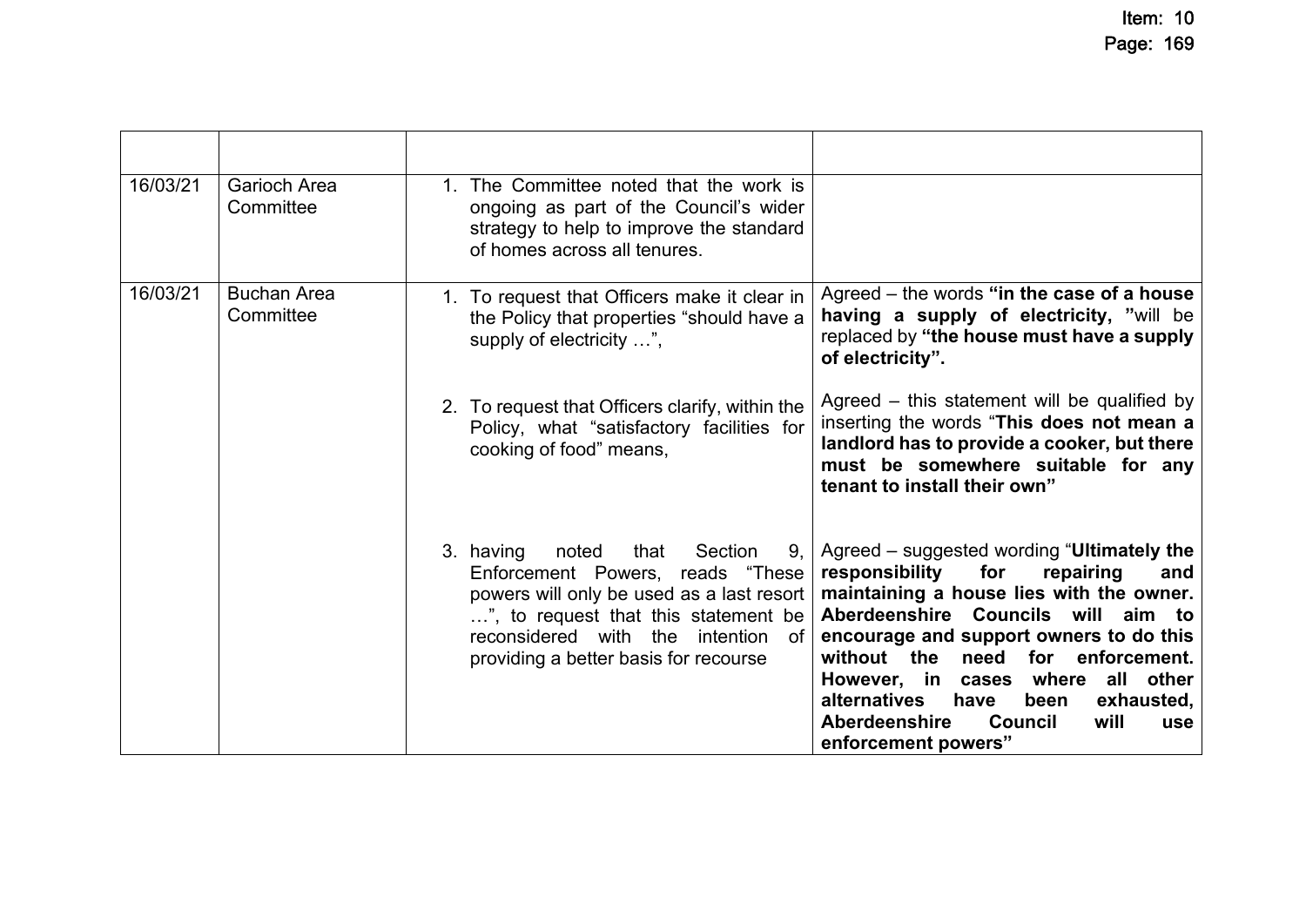| | | | |
|---|---|---|---|
| 16/03/21 | Garioch Area Committee | 1. The Committee noted that the work is ongoing as part of the Council's wider strategy to help to improve the standard of homes across all tenures. | |
| 16/03/21 | Buchan Area Committee | 1. To request that Officers make it clear in the Policy that properties "should have a supply of electricity …", | Agreed – the words **"in the case of a house having a supply of electricity, "** will be replaced by **"the house must have a supply of electricity".** |
| | | 2. To request that Officers clarify, within the Policy, what "satisfactory facilities for cooking of food" means, | Agreed – this statement will be qualified by inserting the words "**This does not mean a landlord has to provide a cooker, but there must be somewhere suitable for any tenant to install their own"** |
| | | 3. having noted that Section 9, Enforcement Powers, reads "These powers will only be used as a last resort …", to request that this statement be reconsidered with the intention of providing a better basis for recourse | Agreed – suggested wording "**Ultimately the responsibility for repairing and maintaining a house lies with the owner. Aberdeenshire Councils will aim to encourage and support owners to do this without the need for enforcement. However, in cases where all other alternatives have been exhausted, Aberdeenshire Council will use enforcement powers"** |